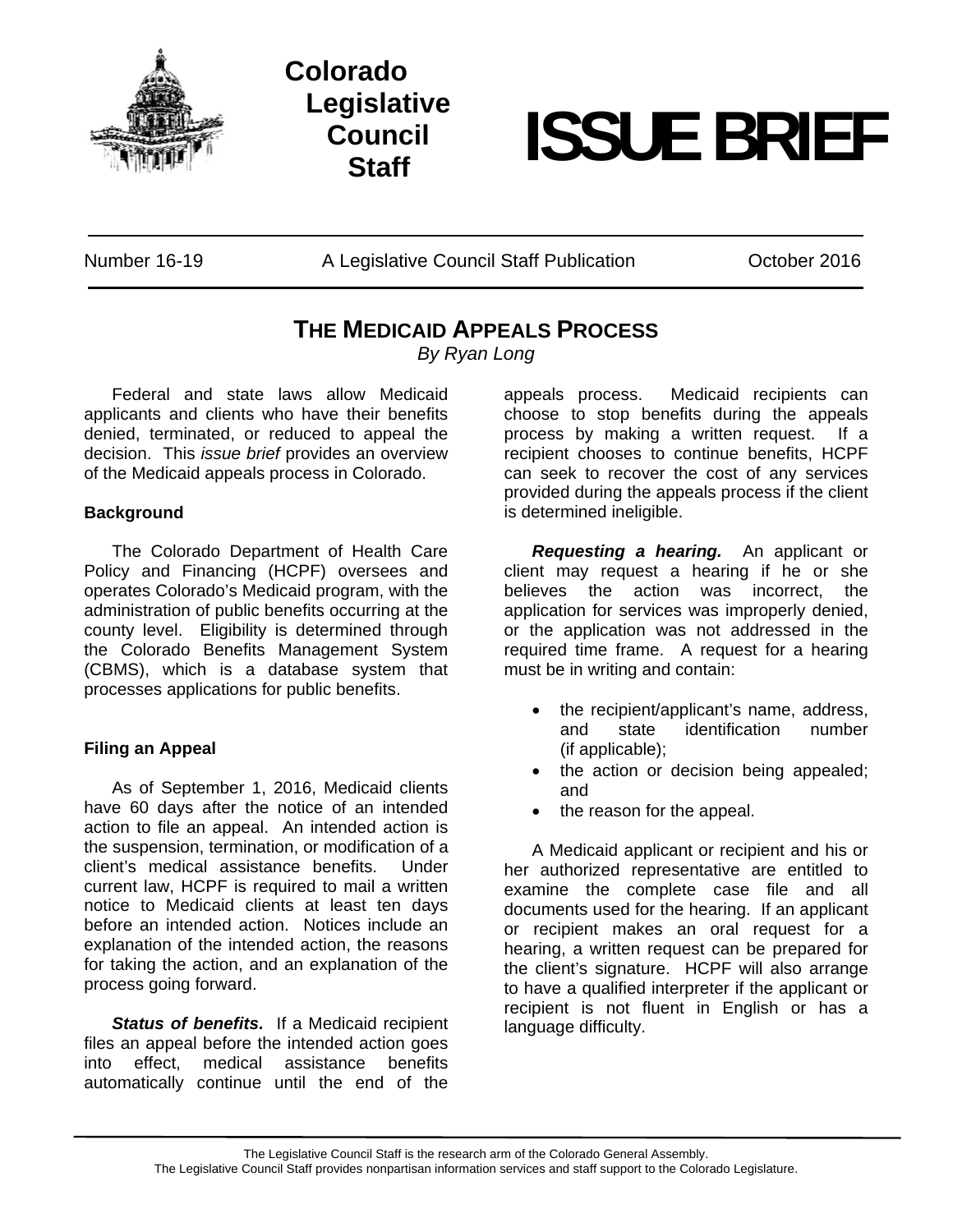Colorado Legislative Council Staff

# ISSUE BRIEF

Number 16-19 | A Legislative Council Staff Publication | October 2016

## THE MEDICAID APPEALS PROCESS

*By Ryan Long*

Federal and state laws allow Medicaid applicants and clients who have their benefits denied, terminated, or reduced to appeal the decision. This *issue brief* provides an overview of the Medicaid appeals process in Colorado.

### Background

The Colorado Department of Health Care Policy and Financing (HCPF) oversees and operates Colorado's Medicaid program, with the administration of public benefits occurring at the county level. Eligibility is determined through the Colorado Benefits Management System (CBMS), which is a database system that processes applications for public benefits.

### Filing an Appeal

As of September 1, 2016, Medicaid clients have 60 days after the notice of an intended action to file an appeal. An intended action is the suspension, termination, or modification of a client's medical assistance benefits. Under current law, HCPF is required to mail a written notice to Medicaid clients at least ten days before an intended action. Notices include an explanation of the intended action, the reasons for taking the action, and an explanation of the process going forward.

***Status of benefits.*** If a Medicaid recipient files an appeal before the intended action goes into effect, medical assistance benefits automatically continue until the end of the appeals process. Medicaid recipients can choose to stop benefits during the appeals process by making a written request. If a recipient chooses to continue benefits, HCPF can seek to recover the cost of any services provided during the appeals process if the client is determined ineligible.

***Requesting a hearing.*** An applicant or client may request a hearing if he or she believes the action was incorrect, the application for services was improperly denied, or the application was not addressed in the required time frame. A request for a hearing must be in writing and contain:

- the recipient/applicant's name, address, and state identification number (if applicable);
- the action or decision being appealed; and
- the reason for the appeal.

A Medicaid applicant or recipient and his or her authorized representative are entitled to examine the complete case file and all documents used for the hearing. If an applicant or recipient makes an oral request for a hearing, a written request can be prepared for the client's signature. HCPF will also arrange to have a qualified interpreter if the applicant or recipient is not fluent in English or has a language difficulty.

The Legislative Council Staff is the research arm of the Colorado General Assembly.
The Legislative Council Staff provides nonpartisan information services and staff support to the Colorado Legislature.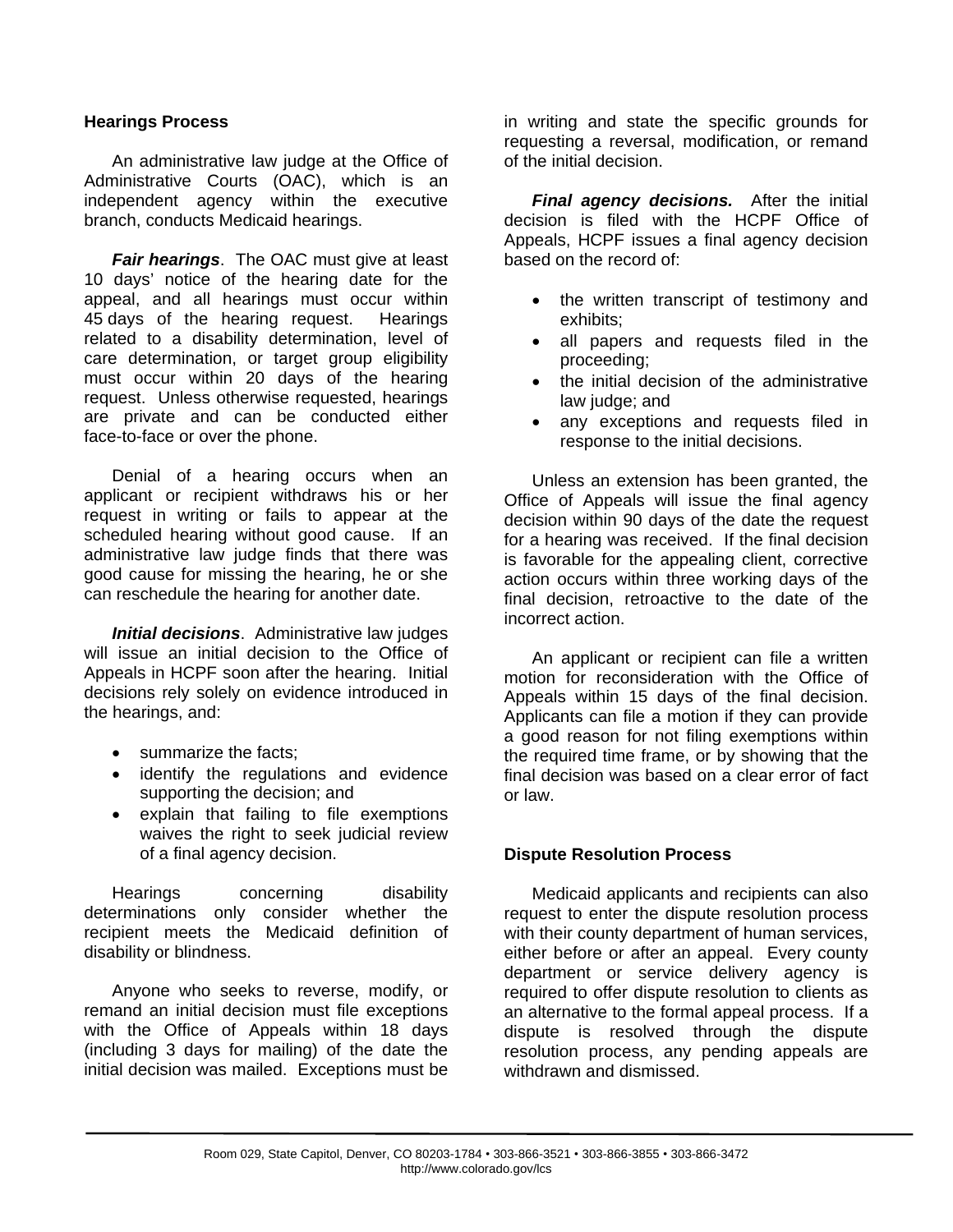### Hearings Process

An administrative law judge at the Office of Administrative Courts (OAC), which is an independent agency within the executive branch, conducts Medicaid hearings.

***Fair hearings***. The OAC must give at least 10 days' notice of the hearing date for the appeal, and all hearings must occur within 45 days of the hearing request. Hearings related to a disability determination, level of care determination, or target group eligibility must occur within 20 days of the hearing request. Unless otherwise requested, hearings are private and can be conducted either face-to-face or over the phone.

Denial of a hearing occurs when an applicant or recipient withdraws his or her request in writing or fails to appear at the scheduled hearing without good cause. If an administrative law judge finds that there was good cause for missing the hearing, he or she can reschedule the hearing for another date.

***Initial decisions***. Administrative law judges will issue an initial decision to the Office of Appeals in HCPF soon after the hearing. Initial decisions rely solely on evidence introduced in the hearings, and:

- summarize the facts;
- identify the regulations and evidence supporting the decision; and
- explain that failing to file exemptions waives the right to seek judicial review of a final agency decision.

Hearings concerning disability determinations only consider whether the recipient meets the Medicaid definition of disability or blindness.

Anyone who seeks to reverse, modify, or remand an initial decision must file exceptions with the Office of Appeals within 18 days (including 3 days for mailing) of the date the initial decision was mailed. Exceptions must be in writing and state the specific grounds for requesting a reversal, modification, or remand of the initial decision.

***Final agency decisions.*** After the initial decision is filed with the HCPF Office of Appeals, HCPF issues a final agency decision based on the record of:

- the written transcript of testimony and exhibits;
- all papers and requests filed in the proceeding;
- the initial decision of the administrative law judge; and
- any exceptions and requests filed in response to the initial decisions.

Unless an extension has been granted, the Office of Appeals will issue the final agency decision within 90 days of the date the request for a hearing was received. If the final decision is favorable for the appealing client, corrective action occurs within three working days of the final decision, retroactive to the date of the incorrect action.

An applicant or recipient can file a written motion for reconsideration with the Office of Appeals within 15 days of the final decision. Applicants can file a motion if they can provide a good reason for not filing exemptions within the required time frame, or by showing that the final decision was based on a clear error of fact or law.

### Dispute Resolution Process

Medicaid applicants and recipients can also request to enter the dispute resolution process with their county department of human services, either before or after an appeal. Every county department or service delivery agency is required to offer dispute resolution to clients as an alternative to the formal appeal process. If a dispute is resolved through the dispute resolution process, any pending appeals are withdrawn and dismissed.